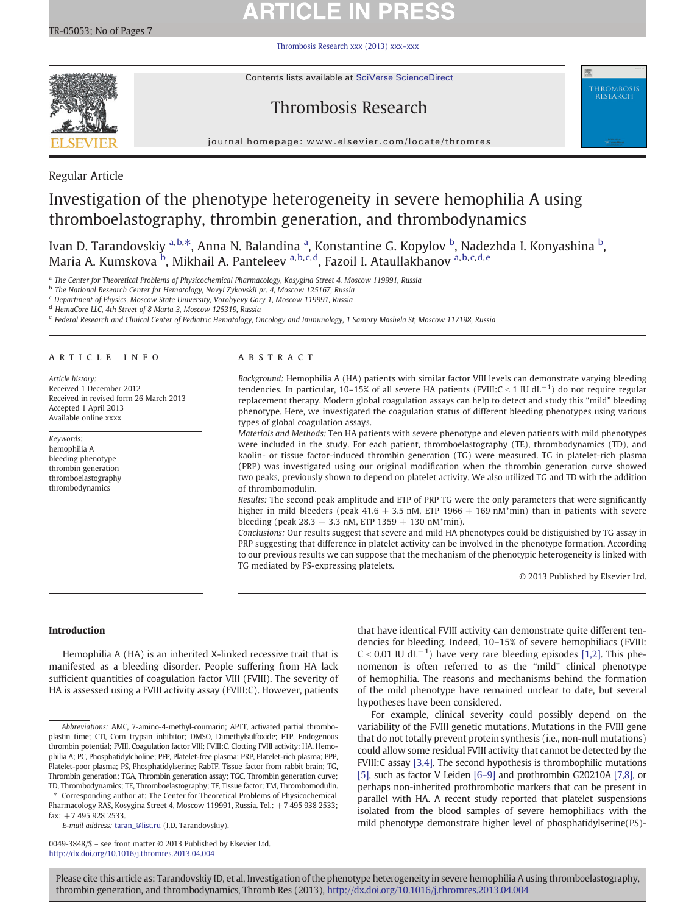Regular Article

# Investigation of the phenotype heterogeneity in severe hemophilia A using thromboelastography, thrombin generation, and thrombodynamics

Ivan D. Tarandovskiy [a,b,*], Anna N. Balandina [a], Konstantine G. Kopylov [b], Nadezhda I. Konyashina [b], Maria A. Kumskova [b], Mikhail A. Panteleev [a,b,c,d], Fazoil I. Ataullakhanov [a,b,c,d,e]

[a] The Center for Theoretical Problems of Physicochemical Pharmacology, Kosygina Street 4, Moscow 119991, Russia
[b] The National Research Center for Hematology, Novyi Zykovskii pr. 4, Moscow 125167, Russia
[c] Department of Physics, Moscow State University, Vorobyevy Gory 1, Moscow 119991, Russia
[d] HemaCore LLC, 4th Street of 8 Marta 3, Moscow 125319, Russia
[e] Federal Research and Clinical Center of Pediatric Hematology, Oncology and Immunology, 1 Samory Mashela St, Moscow 117198, Russia

## ARTICLE INFO

*Article history:*
Received 1 December 2012
Received in revised form 26 March 2013
Accepted 1 April 2013
Available online xxxx

*Keywords:*
hemophilia A
bleeding phenotype
thrombin generation
thromboelastography
thrombodynamics

## ABSTRACT

*Background:* Hemophilia A (HA) patients with similar factor VIII levels can demonstrate varying bleeding tendencies. In particular, 10–15% of all severe HA patients (FVIII:C < 1 IU $dL^{-1}$) do not require regular replacement therapy. Modern global coagulation assays can help to detect and study this "mild" bleeding phenotype. Here, we investigated the coagulation status of different bleeding phenotypes using various types of global coagulation assays.

*Materials and Methods:* Ten HA patients with severe phenotype and eleven patients with mild phenotypes were included in the study. For each patient, thromboelastography (TE), thrombodynamics (TD), and kaolin- or tissue factor-induced thrombin generation (TG) were measured. TG in platelet-rich plasma (PRP) was investigated using our original modification when the thrombin generation curve showed two peaks, previously shown to depend on platelet activity. We also utilized TG and TD with the addition of thrombomodulin.

*Results:* The second peak amplitude and ETP of PRP TG were the only parameters that were significantly higher in mild bleeders (peak 41.6 ± 3.5 nM, ETP 1966 ± 169 nM*min) than in patients with severe bleeding (peak 28.3 ± 3.3 nM, ETP 1359 ± 130 nM*min).

*Conclusions:* Our results suggest that severe and mild HA phenotypes could be distiguished by TG assay in PRP suggesting that difference in platelet activity can be involved in the phenotype formation. According to our previous results we can suppose that the mechanism of the phenotypic heterogeneity is linked with TG mediated by PS-expressing platelets.

© 2013 Published by Elsevier Ltd.

## Introduction

Hemophilia A (HA) is an inherited X-linked recessive trait that is manifested as a bleeding disorder. People suffering from HA lack sufficient quantities of coagulation factor VIII (FVIII). The severity of HA is assessed using a FVIII activity assay (FVIII:C). However, patients that have identical FVIII activity can demonstrate quite different tendencies for bleeding. Indeed, 10–15% of severe hemophiliacs (FVIII: C < 0.01 IU $dL^{-1}$) have very rare bleeding episodes [1,2]. This phenomenon is often referred to as the "mild" clinical phenotype of hemophilia. The reasons and mechanisms behind the formation of the mild phenotype have remained unclear to date, but several hypotheses have been considered.

For example, clinical severity could possibly depend on the variability of the FVIII genetic mutations. Mutations in the FVIII gene that do not totally prevent protein synthesis (i.e., non-null mutations) could allow some residual FVIII activity that cannot be detected by the FVIII:C assay [3,4]. The second hypothesis is thrombophilic mutations [5], such as factor V Leiden [6–9] and prothrombin G20210A [7,8], or perhaps non-inherited prothrombotic markers that can be present in parallel with HA. A recent study reported that platelet suspensions isolated from the blood samples of severe hemophiliacs with the mild phenotype demonstrate higher level of phosphatidylserine(PS)-

*Abbreviations:* AMC, 7-amino-4-methyl-coumarin; APTT, activated partial thromboplastin time; CTI, Corn trypsin inhibitor; DMSO, Dimethylsulfoxide; ETP, Endogenous thrombin potential; FVIII, Coagulation factor VIII; FVIII:C, Clotting FVIII activity; HA, Hemophilia A; PC, Phosphatidylcholine; PFP, Platelet-free plasma; PRP, Platelet-rich plasma; PPP, Platelet-poor plasma; PS, Phosphatidylserine; RabTF, Tissue factor from rabbit brain; TG, Thrombin generation; TGA, Thrombin generation assay; TGC, Thrombin generation curve; TD, Thrombodynamics; TE, Thromboelastography; TF, Tissue factor; TM, Thrombomodulin.

* Corresponding author at: The Center for Theoretical Problems of Physicochemical Pharmacology RAS, Kosygina Street 4, Moscow 119991, Russia. Tel.: +7 495 938 2533; fax: +7 495 928 2533.

*E-mail address:* taran_@list.ru (I.D. Tarandovskiy).

0049-3848/$ – see front matter © 2013 Published by Elsevier Ltd.
http://dx.doi.org/10.1016/j.thromres.2013.04.004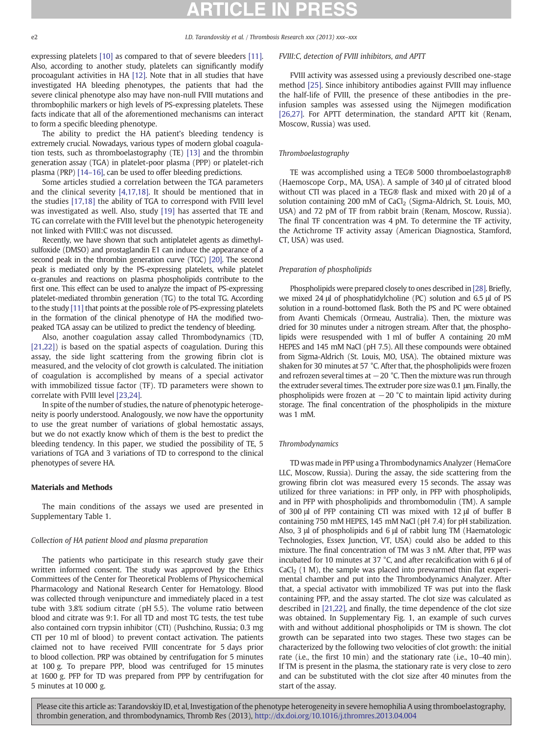expressing platelets [10] as compared to that of severe bleeders [11]. Also, according to another study, platelets can significantly modify procoagulant activities in HA [12]. Note that in all studies that have investigated HA bleeding phenotypes, the patients that had the severe clinical phenotype also may have non-null FVIII mutations and thrombophilic markers or high levels of PS-expressing platelets. These facts indicate that all of the aforementioned mechanisms can interact to form a specific bleeding phenotype.

The ability to predict the HA patient's bleeding tendency is extremely crucial. Nowadays, various types of modern global coagulation tests, such as thromboelastography (TE) [13] and the thrombin generation assay (TGA) in platelet-poor plasma (PPP) or platelet-rich plasma (PRP) [14–16], can be used to offer bleeding predictions.

Some articles studied a correlation between the TGA parameters and the clinical severity [4,17,18]. It should be mentioned that in the studies [17,18] the ability of TGA to correspond with FVIII level was investigated as well. Also, study [19] has asserted that TE and TG can correlate with the FVIII level but the phenotypic heterogeneity not linked with FVIII:C was not discussed.

Recently, we have shown that such antiplatelet agents as dimethylsulfoxide (DMSO) and prostaglandin E1 can induce the appearance of a second peak in the thrombin generation curve (TGC) [20]. The second peak is mediated only by the PS-expressing platelets, while platelet α-granules and reactions on plasma phospholipids contribute to the first one. This effect can be used to analyze the impact of PS-expressing platelet-mediated thrombin generation (TG) to the total TG. According to the study [11] that points at the possible role of PS-expressing platelets in the formation of the clinical phenotype of HA the modified two-peaked TGA assay can be utilized to predict the tendency of bleeding.

Also, another coagulation assay called Thrombodynamics (TD, [21,22]) is based on the spatial aspects of coagulation. During this assay, the side light scattering from the growing fibrin clot is measured, and the velocity of clot growth is calculated. The initiation of coagulation is accomplished by means of a special activator with immobilized tissue factor (TF). TD parameters were shown to correlate with FVIII level [23,24].

In spite of the number of studies, the nature of phenotypic heterogeneity is poorly understood. Analogously, we now have the opportunity to use the great number of variations of global hemostatic assays, but we do not exactly know which of them is the best to predict the bleeding tendency. In this paper, we studied the possibility of TE, 5 variations of TGA and 3 variations of TD to correspond to the clinical phenotypes of severe HA.

## Materials and Methods

The main conditions of the assays we used are presented in Supplementary Table 1.

### *Collection of HA patient blood and plasma preparation*

The patients who participate in this research study gave their written informed consent. The study was approved by the Ethics Committees of the Center for Theoretical Problems of Physicochemical Pharmacology and National Research Center for Hematology. Blood was collected through venipuncture and immediately placed in a test tube with 3.8% sodium citrate (pH 5.5). The volume ratio between blood and citrate was 9:1. For all TD and most TG tests, the test tube also contained corn trypsin inhibitor (CTI) (Pushchino, Russia; 0.3 mg CTI per 10 ml of blood) to prevent contact activation. The patients claimed not to have received FVIII concentrate for 5 days prior to blood collection. PRP was obtained by centrifugation for 5 minutes at 100 g. To prepare PPP, blood was centrifuged for 15 minutes at 1600 g. PFP for TD was prepared from PPP by centrifugation for 5 minutes at 10 000 g.

### *FVIII:C, detection of FVIII inhibitors, and APTT*

FVIII activity was assessed using a previously described one-stage method [25]. Since inhibitory antibodies against FVIII may influence the half-life of FVIII, the presence of these antibodies in the pre-infusion samples was assessed using the Nijmegen modification [26,27]. For APTT determination, the standard APTT kit (Renam, Moscow, Russia) was used.

### *Thromboelastography*

TE was accomplished using a TEG® 5000 thromboelastograph® (Haemoscope Corp., MA, USA). A sample of 340 µl of citrated blood without CTI was placed in a TEG® flask and mixed with 20 µl of a solution containing 200 mM of $CaCl_2$ (Sigma-Aldrich, St. Louis, MO, USA) and 72 pM of TF from rabbit brain (Renam, Moscow, Russia). The final TF concentration was 4 pM. To determine the TF activity, the Actichrome TF activity assay (American Diagnostica, Stamford, CT, USA) was used.

### *Preparation of phospholipids*

Phospholipids were prepared closely to ones described in [28]. Briefly, we mixed 24 µl of phosphatidylcholine (PC) solution and 6.5 µl of PS solution in a round-bottomed flask. Both the PS and PC were obtained from Avanti Chemicals (Ormeau, Australia). Then, the mixture was dried for 30 minutes under a nitrogen stream. After that, the phospholipids were resuspended with 1 ml of buffer A containing 20 mM HEPES and 145 mM NaCl (pH 7.5). All these compounds were obtained from Sigma-Aldrich (St. Louis, MO, USA). The obtained mixture was shaken for 30 minutes at 57 °C. After that, the phospholipids were frozen and refrozen several times at −20 °C. Then the mixture was run through the extruder several times. The extruder pore size was 0.1 µm. Finally, the phospholipids were frozen at −20 °C to maintain lipid activity during storage. The final concentration of the phospholipids in the mixture was 1 mM.

### *Thrombodynamics*

TD was made in PFP using a Thrombodynamics Analyzer (HemaCore LLC, Moscow, Russia). During the assay, the side scattering from the growing fibrin clot was measured every 15 seconds. The assay was utilized for three variations: in PFP only, in PFP with phospholipids, and in PFP with phospholipids and thrombomodulin (TM). A sample of 300 µl of PFP containing CTI was mixed with 12 µl of buffer B containing 750 mM HEPES, 145 mM NaCl (pH 7.4) for pH stabilization. Also, 3 µl of phospholipids and 6 µl of rabbit lung TM (Haematologic Technologies, Essex Junction, VT, USA) could also be added to this mixture. The final concentration of TM was 3 nM. After that, PFP was incubated for 10 minutes at 37 °C, and after recalcification with 6 µl of $CaCl_2$ (1 M), the sample was placed into prewarmed thin flat experimental chamber and put into the Thrombodynamics Analyzer. After that, a special activator with immobilized TF was put into the flask containing PFP, and the assay started. The clot size was calculated as described in [21,22], and finally, the time dependence of the clot size was obtained. In Supplementary Fig. 1, an example of such curves with and without additional phospholipids or TM is shown. The clot growth can be separated into two stages. These two stages can be characterized by the following two velocities of clot growth: the initial rate (i.e., the first 10 min) and the stationary rate (i.e., 10–40 min). If TM is present in the plasma, the stationary rate is very close to zero and can be substituted with the clot size after 40 minutes from the start of the assay.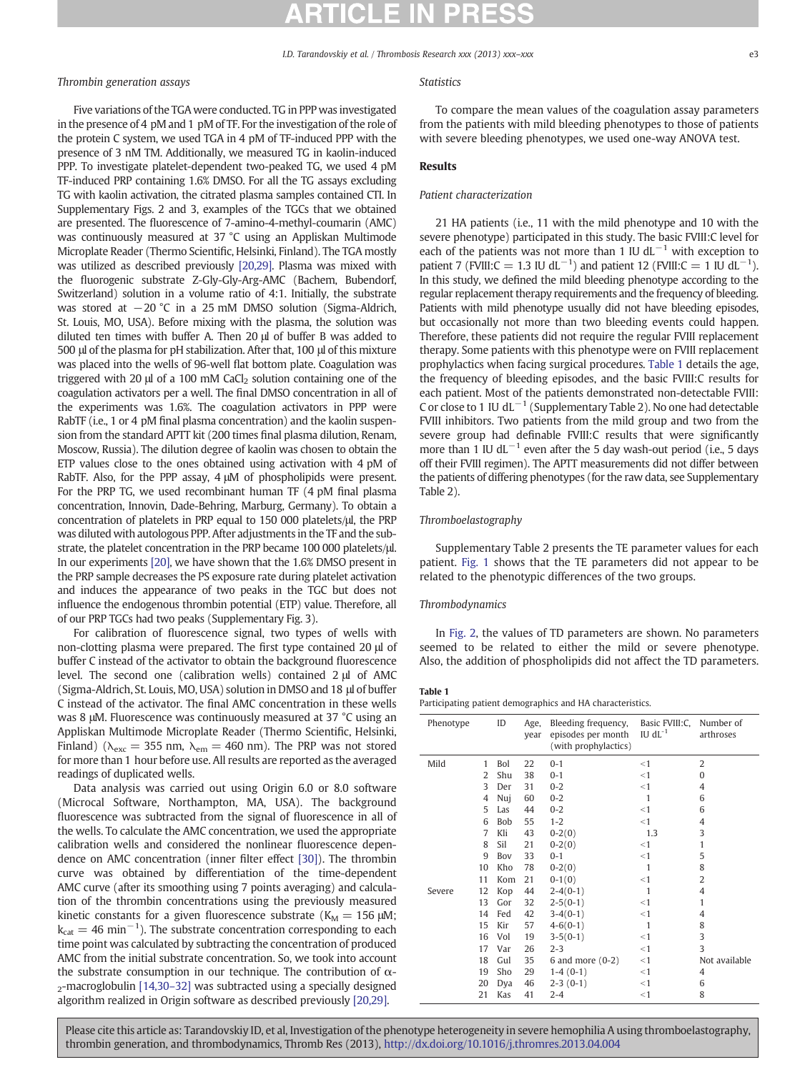### Thrombin generation assays

Five variations of the TGA were conducted. TG in PPP was investigated in the presence of 4 pM and 1 pM of TF. For the investigation of the role of the protein C system, we used TGA in 4 pM of TF-induced PPP with the presence of 3 nM TM. Additionally, we measured TG in kaolin-induced PPP. To investigate platelet-dependent two-peaked TG, we used 4 pM TF-induced PRP containing 1.6% DMSO. For all the TG assays excluding TG with kaolin activation, the citrated plasma samples contained CTI. In Supplementary Figs. 2 and 3, examples of the TGCs that we obtained are presented. The fluorescence of 7-amino-4-methyl-coumarin (AMC) was continuously measured at 37 °C using an Appliskan Multimode Microplate Reader (Thermo Scientific, Helsinki, Finland). The TGA mostly was utilized as described previously [20,29]. Plasma was mixed with the fluorogenic substrate Z-Gly-Gly-Arg-AMC (Bachem, Bubendorf, Switzerland) solution in a volume ratio of 4:1. Initially, the substrate was stored at −20 °C in a 25 mM DMSO solution (Sigma-Aldrich, St. Louis, MO, USA). Before mixing with the plasma, the solution was diluted ten times with buffer A. Then 20 µl of buffer B was added to 500 µl of the plasma for pH stabilization. After that, 100 µl of this mixture was placed into the wells of 96-well flat bottom plate. Coagulation was triggered with 20 µl of a 100 mM $CaCl_2$ solution containing one of the coagulation activators per a well. The final DMSO concentration in all of the experiments was 1.6%. The coagulation activators in PPP were RabTF (i.e., 1 or 4 pM final plasma concentration) and the kaolin suspension from the standard APTT kit (200 times final plasma dilution, Renam, Moscow, Russia). The dilution degree of kaolin was chosen to obtain the ETP values close to the ones obtained using activation with 4 pM of RabTF. Also, for the PPP assay, 4 µM of phospholipids were present. For the PRP TG, we used recombinant human TF (4 pM final plasma concentration, Innovin, Dade-Behring, Marburg, Germany). To obtain a concentration of platelets in PRP equal to 150 000 platelets/µl, the PRP was diluted with autologous PPP. After adjustments in the TF and the substrate, the platelet concentration in the PRP became 100 000 platelets/µl. In our experiments [20], we have shown that the 1.6% DMSO present in the PRP sample decreases the PS exposure rate during platelet activation and induces the appearance of two peaks in the TGC but does not influence the endogenous thrombin potential (ETP) value. Therefore, all of our PRP TGCs had two peaks (Supplementary Fig. 3).

For calibration of fluorescence signal, two types of wells with non-clotting plasma were prepared. The first type contained 20 µl of buffer C instead of the activator to obtain the background fluorescence level. The second one (calibration wells) contained 2 µl of AMC (Sigma-Aldrich, St. Louis, MO, USA) solution in DMSO and 18 µl of buffer C instead of the activator. The final AMC concentration in these wells was 8 µM. Fluorescence was continuously measured at 37 °C using an Appliskan Multimode Microplate Reader (Thermo Scientific, Helsinki, Finland) ($\lambda_{exc}$ = 355 nm, $\lambda_{em}$ = 460 nm). The PRP was not stored for more than 1 hour before use. All results are reported as the averaged readings of duplicated wells.

Data analysis was carried out using Origin 6.0 or 8.0 software (Microcal Software, Northampton, MA, USA). The background fluorescence was subtracted from the signal of fluorescence in all of the wells. To calculate the AMC concentration, we used the appropriate calibration wells and considered the nonlinear fluorescence dependence on AMC concentration (inner filter effect [30]). The thrombin curve was obtained by differentiation of the time-dependent AMC curve (after its smoothing using 7 points averaging) and calculation of the thrombin concentrations using the previously measured kinetic constants for a given fluorescence substrate ($K_M$ = 156 µM; $k_{cat}$ = 46 $min^{-1}$). The substrate concentration corresponding to each time point was calculated by subtracting the concentration of produced AMC from the initial substrate concentration. So, we took into account the substrate consumption in our technique. The contribution of $\alpha_2$-macroglobulin [14,30–32] was subtracted using a specially designed algorithm realized in Origin software as described previously [20,29].

### Statistics

To compare the mean values of the coagulation assay parameters from the patients with mild bleeding phenotypes to those of patients with severe bleeding phenotypes, we used one-way ANOVA test.

## Results

### Patient characterization

21 HA patients (i.e., 11 with the mild phenotype and 10 with the severe phenotype) participated in this study. The basic FVIII:C level for each of the patients was not more than 1 IU $dL^{-1}$ with exception to patient 7 (FVIII:C = 1.3 IU $dL^{-1}$) and patient 12 (FVIII:C = 1 IU $dL^{-1}$). In this study, we defined the mild bleeding phenotype according to the regular replacement therapy requirements and the frequency of bleeding. Patients with mild phenotype usually did not have bleeding episodes, but occasionally not more than two bleeding events could happen. Therefore, these patients did not require the regular FVIII replacement therapy. Some patients with this phenotype were on FVIII replacement prophylactics when facing surgical procedures. Table 1 details the age, the frequency of bleeding episodes, and the basic FVIII:C results for each patient. Most of the patients demonstrated non-detectable FVIII:C or close to 1 IU $dL^{-1}$ (Supplementary Table 2). No one had detectable FVIII inhibitors. Two patients from the mild group and two from the severe group had definable FVIII:C results that were significantly more than 1 IU $dL^{-1}$ even after the 5 day wash-out period (i.e., 5 days off their FVIII regimen). The APTT measurements did not differ between the patients of differing phenotypes (for the raw data, see Supplementary Table 2).

### Thromboelastography

Supplementary Table 2 presents the TE parameter values for each patient. Fig. 1 shows that the TE parameters did not appear to be related to the phenotypic differences of the two groups.

### Thrombodynamics

In Fig. 2, the values of TD parameters are shown. No parameters seemed to be related to either the mild or severe phenotype. Also, the addition of phospholipids did not affect the TD parameters.

**Table 1**
Participating patient demographics and HA characteristics.

| Phenotype | | ID | Age, year | Bleeding frequency, episodes per month (with prophylactics) | Basic FVIII:C, IU $dL^{-1}$ | Number of arthroses |
|---|---|---|---|---|---|---|
| Mild | 1 | Bol | 22 | 0-1 | <1 | 2 |
| | 2 | Shu | 38 | 0-1 | <1 | 0 |
| | 3 | Der | 31 | 0-2 | <1 | 4 |
| | 4 | Nuj | 60 | 0-2 | 1 | 6 |
| | 5 | Las | 44 | 0-2 | <1 | 6 |
| | 6 | Bob | 55 | 1-2 | <1 | 4 |
| | 7 | Kli | 43 | 0-2(0) | 1.3 | 3 |
| | 8 | Sil | 21 | 0-2(0) | <1 | 1 |
| | 9 | Bov | 33 | 0-1 | <1 | 5 |
| | 10 | Kho | 78 | 0-2(0) | 1 | 8 |
| | 11 | Kom | 21 | 0-1(0) | <1 | 2 |
| Severe | 12 | Kop | 44 | 2-4(0-1) | 1 | 4 |
| | 13 | Gor | 32 | 2-5(0-1) | <1 | 1 |
| | 14 | Fed | 42 | 3-4(0-1) | <1 | 4 |
| | 15 | Kir | 57 | 4-6(0-1) | 1 | 8 |
| | 16 | Vol | 19 | 3-5(0-1) | <1 | 3 |
| | 17 | Var | 26 | 2-3 | <1 | 3 |
| | 18 | Gul | 35 | 6 and more (0-2) | <1 | Not available |
| | 19 | Sho | 29 | 1-4 (0-1) | <1 | 4 |
| | 20 | Dya | 46 | 2-3 (0-1) | <1 | 6 |
| | 21 | Kas | 41 | 2-4 | <1 | 8 |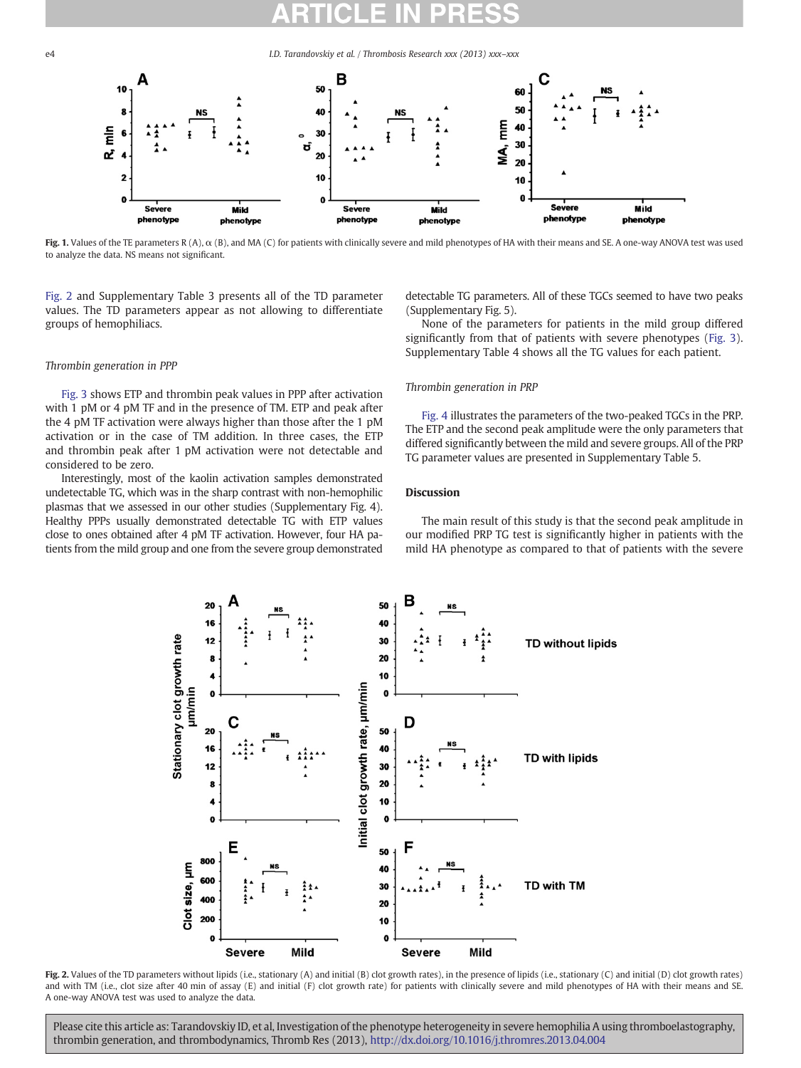A

R, min

10
8
6
4
2
0

NS

Severe phenotype

Mild phenotype

B

α, °

50
40
30
20
10
0

NS

Severe phenotype

Mild phenotype

C

MA, mm

60
50
40
30
20
10
0

NS

Severe phenotype

Mild phenotype

**Fig. 1.** Values of the TE parameters R (A), α (B), and MA (C) for patients with clinically severe and mild phenotypes of HA with their means and SE. A one-way ANOVA test was used to analyze the data. NS means not significant.

Fig. 2 and Supplementary Table 3 presents all of the TD parameter values. The TD parameters appear as not allowing to differentiate groups of hemophiliacs.

*Thrombin generation in PPP*

Fig. 3 shows ETP and thrombin peak values in PPP after activation with 1 pM or 4 pM TF and in the presence of TM. ETP and peak after the 4 pM TF activation were always higher than those after the 1 pM activation or in the case of TM addition. In three cases, the ETP and thrombin peak after 1 pM activation were not detectable and considered to be zero.

Interestingly, most of the kaolin activation samples demonstrated undetectable TG, which was in the sharp contrast with non-hemophilic plasmas that we assessed in our other studies (Supplementary Fig. 4). Healthy PPPs usually demonstrated detectable TG with ETP values close to ones obtained after 4 pM TF activation. However, four HA patients from the mild group and one from the severe group demonstrated detectable TG parameters. All of these TGCs seemed to have two peaks (Supplementary Fig. 5).

None of the parameters for patients in the mild group differed significantly from that of patients with severe phenotypes (Fig. 3). Supplementary Table 4 shows all the TG values for each patient.

*Thrombin generation in PRP*

Fig. 4 illustrates the parameters of the two-peaked TGCs in the PRP. The ETP and the second peak amplitude were the only parameters that differed significantly between the mild and severe groups. All of the PRP TG parameter values are presented in Supplementary Table 5.

## Discussion

The main result of this study is that the second peak amplitude in our modified PRP TG test is significantly higher in patients with the mild HA phenotype as compared to that of patients with the severe

A

Stationary clot growth rate µm/min

20
16
12
8
4
0

NS

B

50
40
30
20
10
0

NS

TD without lipids

C

20
16
12
8
4
0

NS

D

Initial clot growth rate, µm/min

50
40
30
20
10
0

NS

TD with lipids

E

Clot size, µm

800
600
400
200
0

NS

Severe

Mild

F

50
40
30
20
10
0

NS

TD with TM

Severe

Mild

**Fig. 2.** Values of the TD parameters without lipids (i.e., stationary (A) and initial (B) clot growth rates), in the presence of lipids (i.e., stationary (C) and initial (D) clot growth rates) and with TM (i.e., clot size after 40 min of assay (E) and initial (F) clot growth rate) for patients with clinically severe and mild phenotypes of HA with their means and SE. A one-way ANOVA test was used to analyze the data.

Please cite this article as: Tarandovskiy ID, et al, Investigation of the phenotype heterogeneity in severe hemophilia A using thromboelastography, thrombin generation, and thrombodynamics, Thromb Res (2013), http://dx.doi.org/10.1016/j.thromres.2013.04.004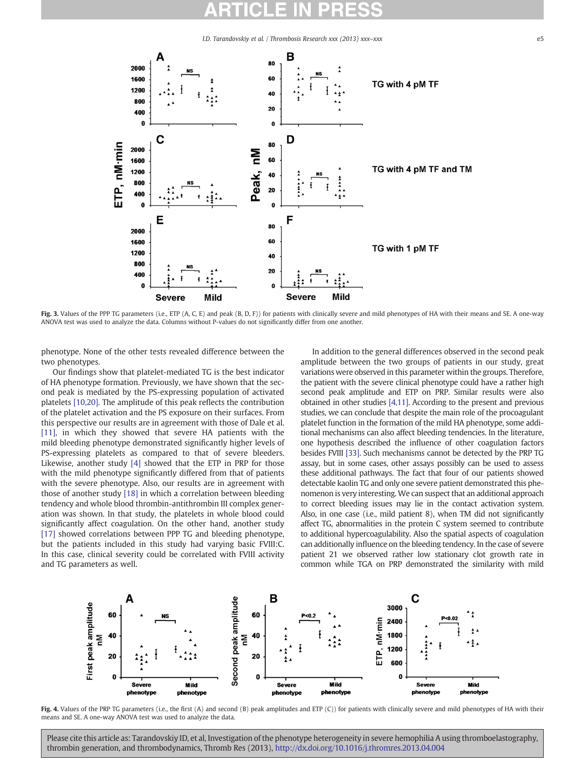A

2000
1600
1200
800
400
0

NS

B

80
60
40
20
0

NS

TG with 4 pM TF

C

ETP, nM·min

2000
1600
1200
800
400
0

NS

D

Peak, nM

80
60
40
20
0

NS

TG with 4 pM TF and TM

E

2000
1600
1200
800
400
0

NS

F

80
60
40
20
0

NS

TG with 1 pM TF

Severe Mild

Severe Mild

**Fig. 3.** Values of the PPP TG parameters (i.e., ETP (A, C, E) and peak (B, D, F)) for patients with clinically severe and mild phenotypes of HA with their means and SE. A one-way ANOVA test was used to analyze the data. Columns without P-values do not significantly differ from one another.

phenotype. None of the other tests revealed difference between the two phenotypes.

Our findings show that platelet-mediated TG is the best indicator of HA phenotype formation. Previously, we have shown that the second peak is mediated by the PS-expressing population of activated platelets [10,20]. The amplitude of this peak reflects the contribution of the platelet activation and the PS exposure on their surfaces. From this perspective our results are in agreement with those of Dale et al. [11], in which they showed that severe HA patients with the mild bleeding phenotype demonstrated significantly higher levels of PS-expressing platelets as compared to that of severe bleeders. Likewise, another study [4] showed that the ETP in PRP for those with the mild phenotype significantly differed from that of patients with the severe phenotype. Also, our results are in agreement with those of another study [18] in which a correlation between bleeding tendency and whole blood thrombin-antithrombin III complex generation was shown. In that study, the platelets in whole blood could significantly affect coagulation. On the other hand, another study [17] showed correlations between PPP TG and bleeding phenotype, but the patients included in this study had varying basic FVIII:C. In this case, clinical severity could be correlated with FVIII activity and TG parameters as well.

In addition to the general differences observed in the second peak amplitude between the two groups of patients in our study, great variations were observed in this parameter within the groups. Therefore, the patient with the severe clinical phenotype could have a rather high second peak amplitude and ETP on PRP. Similar results were also obtained in other studies [4,11]. According to the present and previous studies, we can conclude that despite the main role of the procoagulant platelet function in the formation of the mild HA phenotype, some additional mechanisms can also affect bleeding tendencies. In the literature, one hypothesis described the influence of other coagulation factors besides FVIII [33]. Such mechanisms cannot be detected by the PRP TG assay, but in some cases, other assays possibly can be used to assess these additional pathways. The fact that four of our patients showed detectable kaolin TG and only one severe patient demonstrated this phenomenon is very interesting. We can suspect that an additional approach to correct bleeding issues may lie in the contact activation system. Also, in one case (i.e., mild patient 8), when TM did not significantly affect TG, abnormalities in the protein C system seemed to contribute to additional hypercoagulability. Also the spatial aspects of coagulation can additionally influence on the bleeding tendency. In the case of severe patient 21 we observed rather low stationary clot growth rate in common while TGA on PRP demonstrated the similarity with mild

A

First peak amplitude
nM

60
40
20
0

NS

Severe phenotype
Mild phenotype

B

Second peak amplitude
nM

60
40
20
0

P<0.2

Severe phenotype
Mild phenotype

C

ETP, nM·min

3000
2400
1800
1200
600
0

P<0.02

Severe phenotype
Mild phenotype

**Fig. 4.** Values of the PRP TG parameters (i.e., the first (A) and second (B) peak amplitudes and ETP (C)) for patients with clinically severe and mild phenotypes of HA with their means and SE. A one-way ANOVA test was used to analyze the data.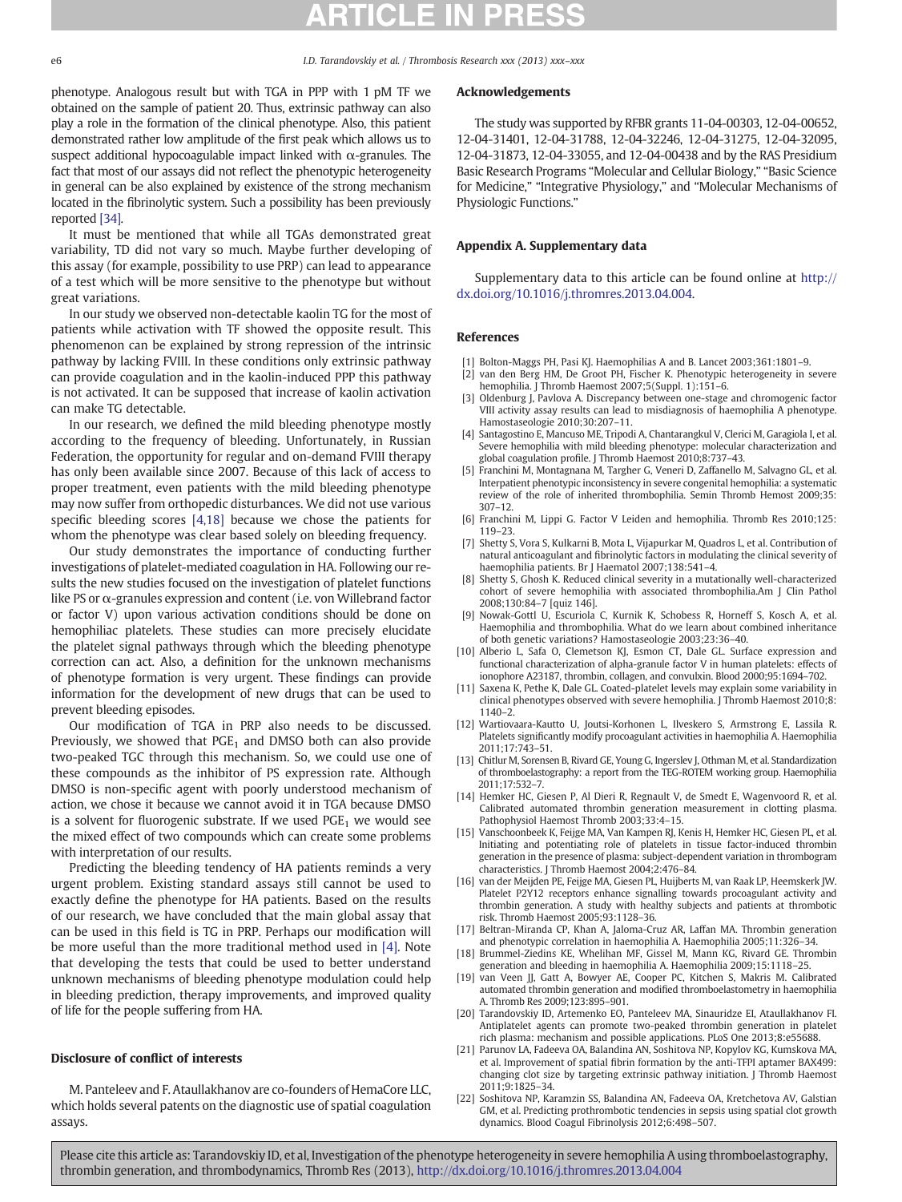phenotype. Analogous result but with TGA in PPP with 1 pM TF we obtained on the sample of patient 20. Thus, extrinsic pathway can also play a role in the formation of the clinical phenotype. Also, this patient demonstrated rather low amplitude of the first peak which allows us to suspect additional hypocoagulable impact linked with α-granules. The fact that most of our assays did not reflect the phenotypic heterogeneity in general can be also explained by existence of the strong mechanism located in the fibrinolytic system. Such a possibility has been previously reported [34].

It must be mentioned that while all TGAs demonstrated great variability, TD did not vary so much. Maybe further developing of this assay (for example, possibility to use PRP) can lead to appearance of a test which will be more sensitive to the phenotype but without great variations.

In our study we observed non-detectable kaolin TG for the most of patients while activation with TF showed the opposite result. This phenomenon can be explained by strong repression of the intrinsic pathway by lacking FVIII. In these conditions only extrinsic pathway can provide coagulation and in the kaolin-induced PPP this pathway is not activated. It can be supposed that increase of kaolin activation can make TG detectable.

In our research, we defined the mild bleeding phenotype mostly according to the frequency of bleeding. Unfortunately, in Russian Federation, the opportunity for regular and on-demand FVIII therapy has only been available since 2007. Because of this lack of access to proper treatment, even patients with the mild bleeding phenotype may now suffer from orthopedic disturbances. We did not use various specific bleeding scores [4,18] because we chose the patients for whom the phenotype was clear based solely on bleeding frequency.

Our study demonstrates the importance of conducting further investigations of platelet-mediated coagulation in HA. Following our results the new studies focused on the investigation of platelet functions like PS or α-granules expression and content (i.e. von Willebrand factor or factor V) upon various activation conditions should be done on hemophiliac platelets. These studies can more precisely elucidate the platelet signal pathways through which the bleeding phenotype correction can act. Also, a definition for the unknown mechanisms of phenotype formation is very urgent. These findings can provide information for the development of new drugs that can be used to prevent bleeding episodes.

Our modification of TGA in PRP also needs to be discussed. Previously, we showed that $PGE_1$ and DMSO both can also provide two-peaked TGC through this mechanism. So, we could use one of these compounds as the inhibitor of PS expression rate. Although DMSO is non-specific agent with poorly understood mechanism of action, we chose it because we cannot avoid it in TGA because DMSO is a solvent for fluorogenic substrate. If we used $PGE_1$ we would see the mixed effect of two compounds which can create some problems with interpretation of our results.

Predicting the bleeding tendency of HA patients reminds a very urgent problem. Existing standard assays still cannot be used to exactly define the phenotype for HA patients. Based on the results of our research, we have concluded that the main global assay that can be used in this field is TG in PRP. Perhaps our modification will be more useful than the more traditional method used in [4]. Note that developing the tests that could be used to better understand unknown mechanisms of bleeding phenotype modulation could help in bleeding prediction, therapy improvements, and improved quality of life for the people suffering from HA.

## Disclosure of conflict of interests

M. Panteleev and F. Ataullakhanov are co-founders of HemaCore LLC, which holds several patents on the diagnostic use of spatial coagulation assays.

## Acknowledgements

The study was supported by RFBR grants 11-04-00303, 12-04-00652, 12-04-31401, 12-04-31788, 12-04-32246, 12-04-31275, 12-04-32095, 12-04-31873, 12-04-33055, and 12-04-00438 and by the RAS Presidium Basic Research Programs "Molecular and Cellular Biology," "Basic Science for Medicine," "Integrative Physiology," and "Molecular Mechanisms of Physiologic Functions."

## Appendix A. Supplementary data

Supplementary data to this article can be found online at http://dx.doi.org/10.1016/j.thromres.2013.04.004.

## References

[1] Bolton-Maggs PH, Pasi KJ. Haemophilias A and B. Lancet 2003;361:1801–9.
[2] van den Berg HM, De Groot PH, Fischer K. Phenotypic heterogeneity in severe hemophilia. J Thromb Haemost 2007;5(Suppl. 1):151–6.
[3] Oldenburg J, Pavlova A. Discrepancy between one-stage and chromogenic factor VIII activity assay results can lead to misdiagnosis of haemophilia A phenotype. Hamostaseologie 2010;30:207–11.
[4] Santagostino E, Mancuso ME, Tripodi A, Chantarangkul V, Clerici M, Garagiola I, et al. Severe hemophilia with mild bleeding phenotype: molecular characterization and global coagulation profile. J Thromb Haemost 2010;8:737–43.
[5] Franchini M, Montagnana M, Targher G, Veneri D, Zaffanello M, Salvagno GL, et al. Interpatient phenotypic inconsistency in severe congenital hemophilia: a systematic review of the role of inherited thrombophilia. Semin Thromb Hemost 2009;35: 307–12.
[6] Franchini M, Lippi G. Factor V Leiden and hemophilia. Thromb Res 2010;125: 119–23.
[7] Shetty S, Vora S, Kulkarni B, Mota L, Vijapurkar M, Quadros L, et al. Contribution of natural anticoagulant and fibrinolytic factors in modulating the clinical severity of haemophilia patients. Br J Haematol 2007;138:541–4.
[8] Shetty S, Ghosh K. Reduced clinical severity in a mutationally well-characterized cohort of severe hemophilia with associated thrombophilia.Am J Clin Pathol 2008;130:84–7 [quiz 146].
[9] Nowak-Gottl U, Escuriola C, Kurnik K, Schobess R, Horneff S, Kosch A, et al. Haemophilia and thrombophilia. What do we learn about combined inheritance of both genetic variations? Hamostaseologie 2003;23:36–40.
[10] Alberio L, Safa O, Clemetson KJ, Esmon CT, Dale GL. Surface expression and functional characterization of alpha-granule factor V in human platelets: effects of ionophore A23187, thrombin, collagen, and convulxin. Blood 2000;95:1694–702.
[11] Saxena K, Pethe K, Dale GL. Coated-platelet levels may explain some variability in clinical phenotypes observed with severe hemophilia. J Thromb Haemost 2010;8: 1140–2.
[12] Wartiovaara-Kautto U, Joutsi-Korhonen L, Ilveskero S, Armstrong E, Lassila R. Platelets significantly modify procoagulant activities in haemophilia A. Haemophilia 2011;17:743–51.
[13] Chitlur M, Sorensen B, Rivard GE, Young G, Ingerslev J, Othman M, et al. Standardization of thromboelastography: a report from the TEG-ROTEM working group. Haemophilia 2011;17:532–7.
[14] Hemker HC, Giesen P, Al Dieri R, Regnault V, de Smedt E, Wagenvoord R, et al. Calibrated automated thrombin generation measurement in clotting plasma. Pathophysiol Haemost Thromb 2003;33:4–15.
[15] Vanschoonbeek K, Feijge MA, Van Kampen RJ, Kenis H, Hemker HC, Giesen PL, et al. Initiating and potentiating role of platelets in tissue factor-induced thrombin generation in the presence of plasma: subject-dependent variation in thrombogram characteristics. J Thromb Haemost 2004;2:476–84.
[16] van der Meijden PE, Feijge MA, Giesen PL, Huijberts M, van Raak LP, Heemskerk JW. Platelet P2Y12 receptors enhance signalling towards procoagulant activity and thrombin generation. A study with healthy subjects and patients at thrombotic risk. Thromb Haemost 2005;93:1128–36.
[17] Beltran-Miranda CP, Khan A, Jaloma-Cruz AR, Laffan MA. Thrombin generation and phenotypic correlation in haemophilia A. Haemophilia 2005;11:326–34.
[18] Brummel-Ziedins KE, Whelihan MF, Gissel M, Mann KG, Rivard GE. Thrombin generation and bleeding in haemophilia A. Haemophilia 2009;15:1118–25.
[19] van Veen JJ, Gatt A, Bowyer AE, Cooper PC, Kitchen S, Makris M. Calibrated automated thrombin generation and modified thromboelastometry in haemophilia A. Thromb Res 2009;123:895–901.
[20] Tarandovskiy ID, Artemenko EO, Panteleev MA, Sinauridze EI, Ataullakhanov FI. Antiplatelet agents can promote two-peaked thrombin generation in platelet rich plasma: mechanism and possible applications. PLoS One 2013;8:e55688.
[21] Parunov LA, Fadeeva OA, Balandina AN, Soshitova NP, Kopylov KG, Kumskova MA, et al. Improvement of spatial fibrin formation by the anti-TFPI aptamer BAX499: changing clot size by targeting extrinsic pathway initiation. J Thromb Haemost 2011;9:1825–34.
[22] Soshitova NP, Karamzin SS, Balandina AN, Fadeeva OA, Kretchetova AV, Galstian GM, et al. Predicting prothrombotic tendencies in sepsis using spatial clot growth dynamics. Blood Coagul Fibrinolysis 2012;6:498–507.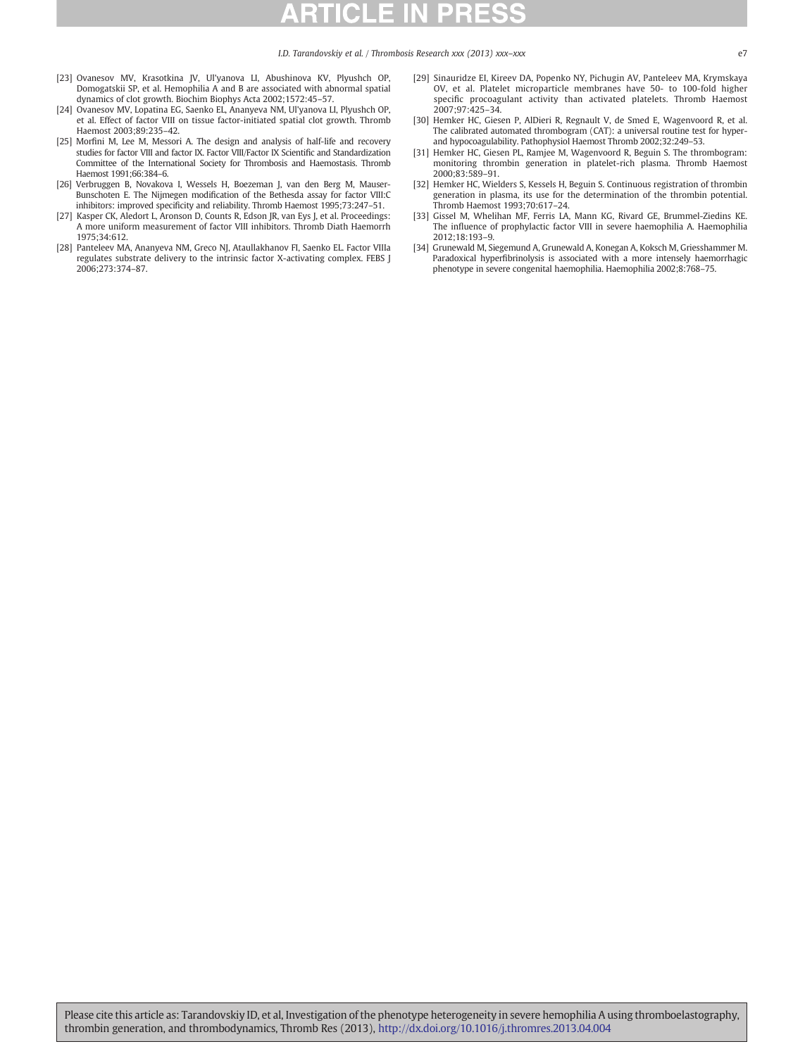[23] Ovanesov MV, Krasotkina JV, Ul'yanova LI, Abushinova KV, Plyushch OP, Domogatskii SP, et al. Hemophilia A and B are associated with abnormal spatial dynamics of clot growth. Biochim Biophys Acta 2002;1572:45–57.

[24] Ovanesov MV, Lopatina EG, Saenko EL, Ananyeva NM, Ul'yanova LI, Plyushch OP, et al. Effect of factor VIII on tissue factor-initiated spatial clot growth. Thromb Haemost 2003;89:235–42.

[25] Morfini M, Lee M, Messori A. The design and analysis of half-life and recovery studies for factor VIII and factor IX. Factor VIII/Factor IX Scientific and Standardization Committee of the International Society for Thrombosis and Haemostasis. Thromb Haemost 1991;66:384–6.

[26] Verbruggen B, Novakova I, Wessels H, Boezeman J, van den Berg M, Mauser-Bunschoten E. The Nijmegen modification of the Bethesda assay for factor VIII:C inhibitors: improved specificity and reliability. Thromb Haemost 1995;73:247–51.

[27] Kasper CK, Aledort L, Aronson D, Counts R, Edson JR, van Eys J, et al. Proceedings: A more uniform measurement of factor VIII inhibitors. Thromb Diath Haemorrh 1975;34:612.

[28] Panteleev MA, Ananyeva NM, Greco NJ, Ataullakhanov FI, Saenko EL. Factor VIIIa regulates substrate delivery to the intrinsic factor X-activating complex. FEBS J 2006;273:374–87.

[29] Sinauridze EI, Kireev DA, Popenko NY, Pichugin AV, Panteleev MA, Krymskaya OV, et al. Platelet microparticle membranes have 50- to 100-fold higher specific procoagulant activity than activated platelets. Thromb Haemost 2007;97:425–34.

[30] Hemker HC, Giesen P, AlDieri R, Regnault V, de Smed E, Wagenvoord R, et al. The calibrated automated thrombogram (CAT): a universal routine test for hyper- and hypocoagulability. Pathophysiol Haemost Thromb 2002;32:249–53.

[31] Hemker HC, Giesen PL, Ramjee M, Wagenvoord R, Beguin S. The thrombogram: monitoring thrombin generation in platelet-rich plasma. Thromb Haemost 2000;83:589–91.

[32] Hemker HC, Wielders S, Kessels H, Beguin S. Continuous registration of thrombin generation in plasma, its use for the determination of the thrombin potential. Thromb Haemost 1993;70:617–24.

[33] Gissel M, Whelihan MF, Ferris LA, Mann KG, Rivard GE, Brummel-Ziedins KE. The influence of prophylactic factor VIII in severe haemophilia A. Haemophilia 2012;18:193–9.

[34] Grunewald M, Siegemund A, Grunewald A, Konegan A, Koksch M, Griesshammer M. Paradoxical hyperfibrinolysis is associated with a more intensely haemorrhagic phenotype in severe congenital haemophilia. Haemophilia 2002;8:768–75.